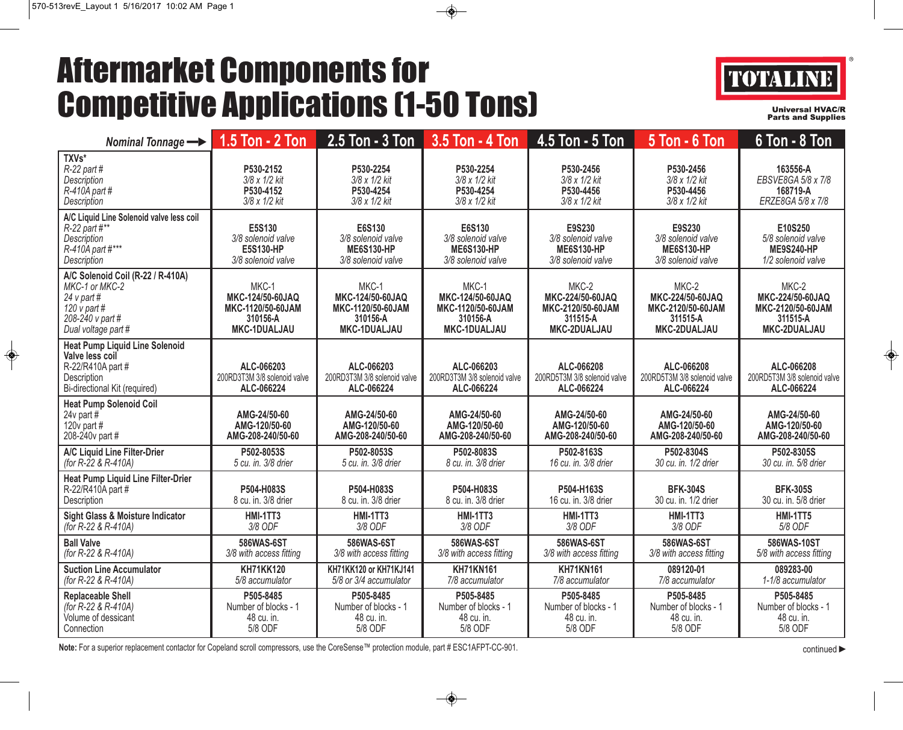# Aftermarket Components for Competitive Applications (1-50 Tons)

**TOTALINE**®
Universal HVAC/R Parts and Supplies

| *Nominal Tonnage* → | 1.5 Ton - 2 Ton | 2.5 Ton - 3 Ton | 3.5 Ton - 4 Ton | 4.5 Ton - 5 Ton | 5 Ton - 6 Ton | 6 Ton - 8 Ton |
|---|---|---|---|---|---|---|
| **TXVs*** <br> *R-22 part #* <br> *Description* <br> *R-410A part #* <br> *Description* | **P530-2152** <br> *3/8 x 1/2 kit* <br> **P530-4152** <br> *3/8 x 1/2 kit* | **P530-2254** <br> *3/8 x 1/2 kit* <br> **P530-4254** <br> *3/8 x 1/2 kit* | **P530-2254** <br> *3/8 x 1/2 kit* <br> **P530-4254** <br> *3/8 x 1/2 kit* | **P530-2456** <br> *3/8 x 1/2 kit* <br> **P530-4456** <br> *3/8 x 1/2 kit* | **P530-2456** <br> *3/8 x 1/2 kit* <br> **P530-4456** <br> *3/8 x 1/2 kit* | **163556-A** <br> *EBSVE8GA 5/8 x 7/8* <br> **168719-A** <br> *ERZE8GA 5/8 x 7/8* |
| **A/C Liquid Line Solenoid valve less coil** <br> *R-22 part #*** <br> *Description* <br> *R-410A part #**** <br> *Description* | **E5S130** <br> *3/8 solenoid valve* <br> **E5S130-HP** <br> *3/8 solenoid valve* | **E6S130** <br> *3/8 solenoid valve* <br> **ME6S130-HP** <br> *3/8 solenoid valve* | **E6S130** <br> *3/8 solenoid valve* <br> **ME6S130-HP** <br> *3/8 solenoid valve* | **E9S230** <br> *3/8 solenoid valve* <br> **ME6S130-HP** <br> *3/8 solenoid valve* | **E9S230** <br> *3/8 solenoid valve* <br> **ME6S130-HP** <br> *3/8 solenoid valve* | **E10S250** <br> *5/8 solenoid valve* <br> **ME9S240-HP** <br> *1/2 solenoid valve* |
| **A/C Solenoid Coil (R-22 / R-410A)** <br> *MKC-1 or MKC-2* <br> *24 v part #* <br> *120 v part #* <br> *208-240 v part #* <br> *Dual voltage part #* | MKC-1 <br> **MKC-124/50-60JAQ** <br> **MKC-1120/50-60JAM** <br> **310156-A** <br> **MKC-1DUALJAU** | MKC-1 <br> **MKC-124/50-60JAQ** <br> **MKC-1120/50-60JAM** <br> **310156-A** <br> **MKC-1DUALJAU** | MKC-1 <br> **MKC-124/50-60JAQ** <br> **MKC-1120/50-60JAM** <br> **310156-A** <br> **MKC-1DUALJAU** | MKC-2 <br> **MKC-224/50-60JAQ** <br> **MKC-2120/50-60JAM** <br> **311515-A** <br> **MKC-2DUALJAU** | MKC-2 <br> **MKC-224/50-60JAQ** <br> **MKC-2120/50-60JAM** <br> **311515-A** <br> **MKC-2DUALJAU** | MKC-2 <br> **MKC-224/50-60JAQ** <br> **MKC-2120/50-60JAM** <br> **311515-A** <br> **MKC-2DUALJAU** |
| **Heat Pump Liquid Line Solenoid Valve less coil** <br> R-22/R410A part # <br> Description <br> Bi-directional Kit (required) | **ALC-066203** <br> 200RD3T3M 3/8 solenoid valve <br> **ALC-066224** | **ALC-066203** <br> 200RD3T3M 3/8 solenoid valve <br> **ALC-066224** | **ALC-066203** <br> 200RD3T3M 3/8 solenoid valve <br> **ALC-066224** | **ALC-066208** <br> 200RD5T3M 3/8 solenoid valve <br> **ALC-066224** | **ALC-066208** <br> 200RD5T3M 3/8 solenoid valve <br> **ALC-066224** | **ALC-066208** <br> 200RD5T3M 3/8 solenoid valve <br> **ALC-066224** |
| **Heat Pump Solenoid Coil** <br> 24v part # <br> 120v part # <br> 208-240v part # | **AMG-24/50-60** <br> **AMG-120/50-60** <br> **AMG-208-240/50-60** | **AMG-24/50-60** <br> **AMG-120/50-60** <br> **AMG-208-240/50-60** | **AMG-24/50-60** <br> **AMG-120/50-60** <br> **AMG-208-240/50-60** | **AMG-24/50-60** <br> **AMG-120/50-60** <br> **AMG-208-240/50-60** | **AMG-24/50-60** <br> **AMG-120/50-60** <br> **AMG-208-240/50-60** | **AMG-24/50-60** <br> **AMG-120/50-60** <br> **AMG-208-240/50-60** |
| **A/C Liquid Line Filter-Drier** <br> *(for R-22 & R-410A)* | **P502-8053S** <br> *5 cu. in. 3/8 drier* | **P502-8053S** <br> *5 cu. in. 3/8 drier* | **P502-8083S** <br> *8 cu. in. 3/8 drier* | **P502-8163S** <br> *16 cu. in. 3/8 drier* | **P502-8304S** <br> *30 cu. in. 1/2 drier* | **P502-8305S** <br> *30 cu. in. 5/8 drier* |
| **Heat Pump Liquid Line Filter-Drier** <br> R-22/R410A part # <br> Description | **P504-H083S** <br> 8 cu. in. 3/8 drier | **P504-H083S** <br> 8 cu. in. 3/8 drier | **P504-H083S** <br> 8 cu. in. 3/8 drier | **P504-H163S** <br> 16 cu. in. 3/8 drier | **BFK-304S** <br> 30 cu. in. 1/2 drier | **BFK-305S** <br> 30 cu. in. 5/8 drier |
| **Sight Glass & Moisture Indicator** <br> *(for R-22 & R-410A)* | **HMI-1TT3** <br> *3/8 ODF* | **HMI-1TT3** <br> *3/8 ODF* | **HMI-1TT3** <br> *3/8 ODF* | **HMI-1TT3** <br> *3/8 ODF* | **HMI-1TT3** <br> *3/8 ODF* | **HMI-1TT5** <br> *5/8 ODF* |
| **Ball Valve** <br> *(for R-22 & R-410A)* | **586WAS-6ST** <br> *3/8 with access fitting* | **586WAS-6ST** <br> *3/8 with access fitting* | **586WAS-6ST** <br> *3/8 with access fitting* | **586WAS-6ST** <br> *3/8 with access fitting* | **586WAS-6ST** <br> *3/8 with access fitting* | **586WAS-10ST** <br> *5/8 with access fitting* |
| **Suction Line Accumulator** <br> *(for R-22 & R-410A)* | **KH71KK120** <br> *5/8 accumulator* | **KH71KK120 or KH71KJ141** <br> *5/8 or 3/4 accumulator* | **KH71KN161** <br> *7/8 accumulator* | **KH71KN161** <br> *7/8 accumulator* | **089120-01** <br> *7/8 accumulator* | **089283-00** <br> *1-1/8 accumulator* |
| **Replaceable Shell** <br> *(for R-22 & R-410A)* <br> Volume of dessicant <br> Connection | **P505-8485** <br> Number of blocks - 1 <br> 48 cu. in. <br> 5/8 ODF | **P505-8485** <br> Number of blocks - 1 <br> 48 cu. in. <br> 5/8 ODF | **P505-8485** <br> Number of blocks - 1 <br> 48 cu. in. <br> 5/8 ODF | **P505-8485** <br> Number of blocks - 1 <br> 48 cu. in. <br> 5/8 ODF | **P505-8485** <br> Number of blocks - 1 <br> 48 cu. in. <br> 5/8 ODF | **P505-8485** <br> Number of blocks - 1 <br> 48 cu. in. <br> 5/8 ODF |

**Note:** For a superior replacement contactor for Copeland scroll compressors, use the CoreSense™ protection module, part # ESC1AFPT-CC-901.

continued ▶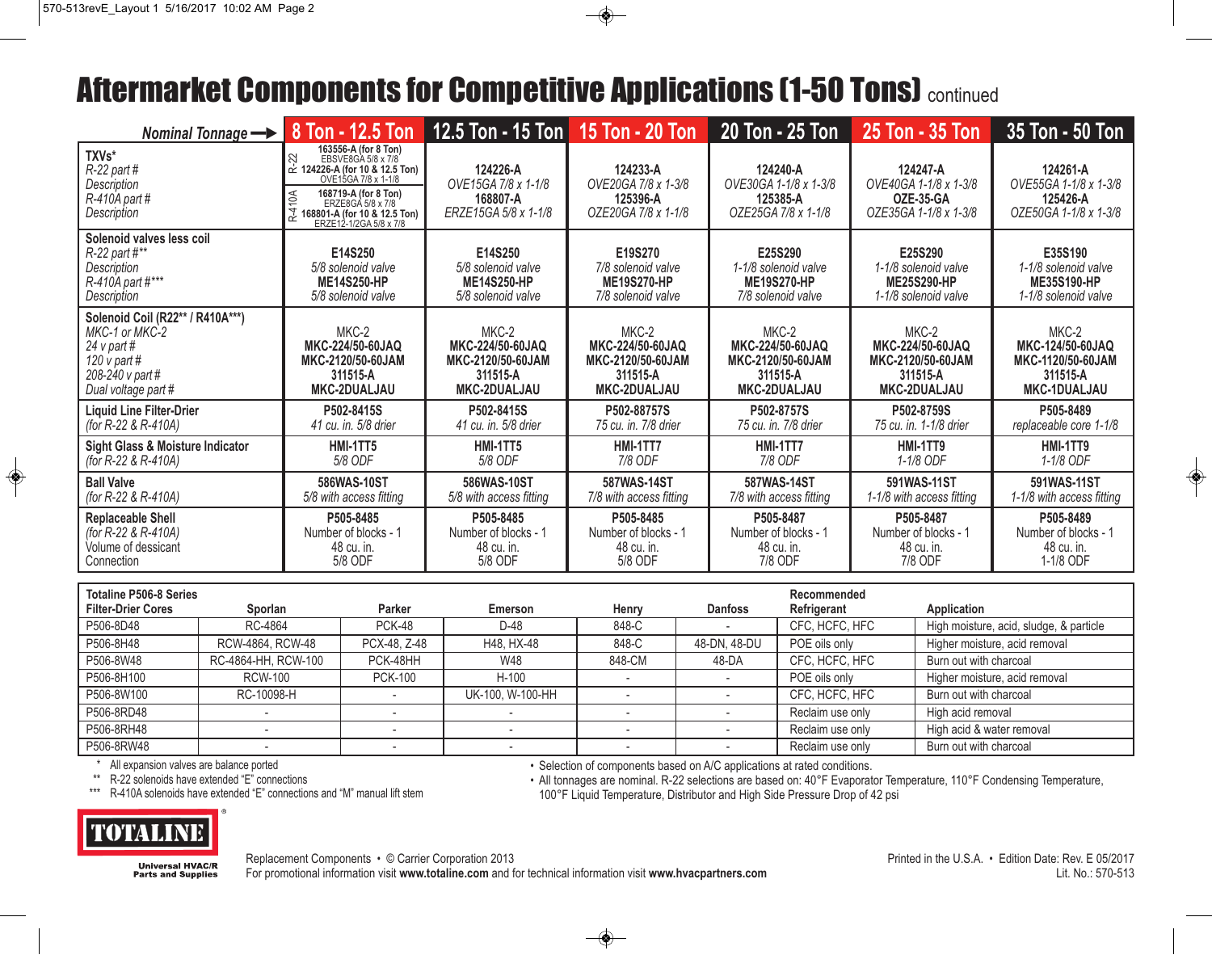# Aftermarket Components for Competitive Applications (1-50 Tons) continued

| Nominal Tonnage → | 8 Ton - 12.5 Ton | 12.5 Ton - 15 Ton | 15 Ton - 20 Ton | 20 Ton - 25 Ton | 25 Ton - 35 Ton | 35 Ton - 50 Ton |
|---|---|---|---|---|---|---|
| **TXVs*** <br>*R-22 part #* <br>*Description* <br>*R-410A part #* <br>*Description* | R-22: **163556-A (for 8 Ton)** EBSVE8GA 5/8 x 7/8 <br>**124226-A (for 10 & 12.5 Ton)** OVE15GA 7/8 x 1-1/8 <br>R-410A: **168719-A (for 8 Ton)** ERZE8GA 5/8 x 7/8 <br>**168801-A (for 10 & 12.5 Ton)** ERZE12-1/2GA 5/8 x 7/8 | **124226-A** <br>*OVE15GA 7/8 x 1-1/8* <br>**168807-A** <br>*ERZE15GA 5/8 x 1-1/8* | **124233-A** <br>*OVE20GA 7/8 x 1-3/8* <br>**125396-A** <br>*OZE20GA 7/8 x 1-1/8* | **124240-A** <br>*OVE30GA 1-1/8 x 1-3/8* <br>**125385-A** <br>*OZE25GA 7/8 x 1-1/8* | **124247-A** <br>*OVE40GA 1-1/8 x 1-3/8* <br>**OZE-35-GA** <br>*OZE35GA 1-1/8 x 1-3/8* | **124261-A** <br>*OVE55GA 1-1/8 x 1-3/8* <br>**125426-A** <br>*OZE50GA 1-1/8 x 1-3/8* |
| **Solenoid valves less coil** <br>*R-22 part #*** <br>*Description* <br>*R-410A part #**** <br>*Description* | **E14S250** <br>*5/8 solenoid valve* <br>**ME14S250-HP** <br>*5/8 solenoid valve* | **E14S250** <br>*5/8 solenoid valve* <br>**ME14S250-HP** <br>*5/8 solenoid valve* | **E19S270** <br>*7/8 solenoid valve* <br>**ME19S270-HP** <br>*7/8 solenoid valve* | **E25S290** <br>*1-1/8 solenoid valve* <br>**ME19S270-HP** <br>*7/8 solenoid valve* | **E25S290** <br>*1-1/8 solenoid valve* <br>**ME25S290-HP** <br>*1-1/8 solenoid valve* | **E35S190** <br>*1-1/8 solenoid valve* <br>**ME35S190-HP** <br>*1-1/8 solenoid valve* |
| **Solenoid Coil (R22** / R410A***)** <br>*MKC-1 or MKC-2* <br>*24 v part #* <br>*120 v part #* <br>*208-240 v part #* <br>*Dual voltage part #* | MKC-2 <br>**MKC-224/50-60JAQ** <br>**MKC-2120/50-60JAM** <br>**311515-A** <br>**MKC-2DUALJAU** | MKC-2 <br>**MKC-224/50-60JAQ** <br>**MKC-2120/50-60JAM** <br>**311515-A** <br>**MKC-2DUALJAU** | MKC-2 <br>**MKC-224/50-60JAQ** <br>**MKC-2120/50-60JAM** <br>**311515-A** <br>**MKC-2DUALJAU** | MKC-2 <br>**MKC-224/50-60JAQ** <br>**MKC-2120/50-60JAM** <br>**311515-A** <br>**MKC-2DUALJAU** | MKC-2 <br>**MKC-224/50-60JAQ** <br>**MKC-2120/50-60JAM** <br>**311515-A** <br>**MKC-2DUALJAU** | MKC-2 <br>**MKC-124/50-60JAQ** <br>**MKC-1120/50-60JAM** <br>**311515-A** <br>**MKC-1DUALJAU** |
| **Liquid Line Filter-Drier** <br>*(for R-22 & R-410A)* | **P502-8415S** <br>*41 cu. in. 5/8 drier* | **P502-8415S** <br>*41 cu. in. 5/8 drier* | **P502-88757S** <br>*75 cu. in. 7/8 drier* | **P502-8757S** <br>*75 cu. in. 7/8 drier* | **P502-8759S** <br>*75 cu. in. 1-1/8 drier* | **P505-8489** <br>*replaceable core 1-1/8* |
| **Sight Glass & Moisture Indicator** <br>*(for R-22 & R-410A)* | **HMI-1TT5** <br>*5/8 ODF* | **HMI-1TT5** <br>*5/8 ODF* | **HMI-1TT7** <br>*7/8 ODF* | **HMI-1TT7** <br>*7/8 ODF* | **HMI-1TT9** <br>*1-1/8 ODF* | **HMI-1TT9** <br>*1-1/8 ODF* |
| **Ball Valve** <br>*(for R-22 & R-410A)* | **586WAS-10ST** <br>*5/8 with access fitting* | **586WAS-10ST** <br>*5/8 with access fitting* | **587WAS-14ST** <br>*7/8 with access fitting* | **587WAS-14ST** <br>*7/8 with access fitting* | **591WAS-11ST** <br>*1-1/8 with access fitting* | **591WAS-11ST** <br>*1-1/8 with access fitting* |
| **Replaceable Shell** <br>*(for R-22 & R-410A)* <br>*Volume of dessicant* <br>*Connection* | **P505-8485** <br>Number of blocks - 1 <br>48 cu. in. <br>5/8 ODF | **P505-8485** <br>Number of blocks - 1 <br>48 cu. in. <br>5/8 ODF | **P505-8485** <br>Number of blocks - 1 <br>48 cu. in. <br>5/8 ODF | **P505-8487** <br>Number of blocks - 1 <br>48 cu. in. <br>7/8 ODF | **P505-8487** <br>Number of blocks - 1 <br>48 cu. in. <br>7/8 ODF | **P505-8489** <br>Number of blocks - 1 <br>48 cu. in. <br>1-1/8 ODF |

| **Totaline P506-8 Series Filter-Drier Cores** | **Sporlan** | **Parker** | **Emerson** | **Henry** | **Danfoss** | **Recommended Refrigerant** | **Application** |
|---|---|---|---|---|---|---|---|
| P506-8D48 | RC-4864 | PCK-48 | D-48 | 848-C | - | CFC, HCFC, HFC | High moisture, acid, sludge, & particle |
| P506-8H48 | RCW-4864, RCW-48 | PCX-48, Z-48 | H48, HX-48 | 848-C | 48-DN, 48-DU | POE oils only | Higher moisture, acid removal |
| P506-8W48 | RC-4864-HH, RCW-100 | PCK-48HH | W48 | 848-CM | 48-DA | CFC, HCFC, HFC | Burn out with charcoal |
| P506-8H100 | RCW-100 | PCK-100 | H-100 | - | - | POE oils only | Higher moisture, acid removal |
| P506-8W100 | RC-10098-H | - | UK-100, W-100-HH | - | - | CFC, HCFC, HFC | Burn out with charcoal |
| P506-8RD48 | - | - | - | - | - | Reclaim use only | High acid removal |
| P506-8RH48 | - | - | - | - | - | Reclaim use only | High acid & water removal |
| P506-8RW48 | - | - | - | - | - | Reclaim use only | Burn out with charcoal |

\* All expansion valves are balance ported

** R-22 solenoids have extended "E" connections

*** R-410A solenoids have extended "E" connections and "M" manual lift stem

- Selection of components based on A/C applications at rated conditions.
- All tonnages are nominal. R-22 selections are based on: 40°F Evaporator Temperature, 110°F Condensing Temperature, 100°F Liquid Temperature, Distributor and High Side Pressure Drop of 42 psi

TOTALINE® Universal HVAC/R Parts and Supplies

Replacement Components • © Carrier Corporation 2013
For promotional information visit **www.totaline.com** and for technical information visit **www.hvacpartners.com**

Printed in the U.S.A. • Edition Date: Rev. E 05/2017
Lit. No.: 570-513